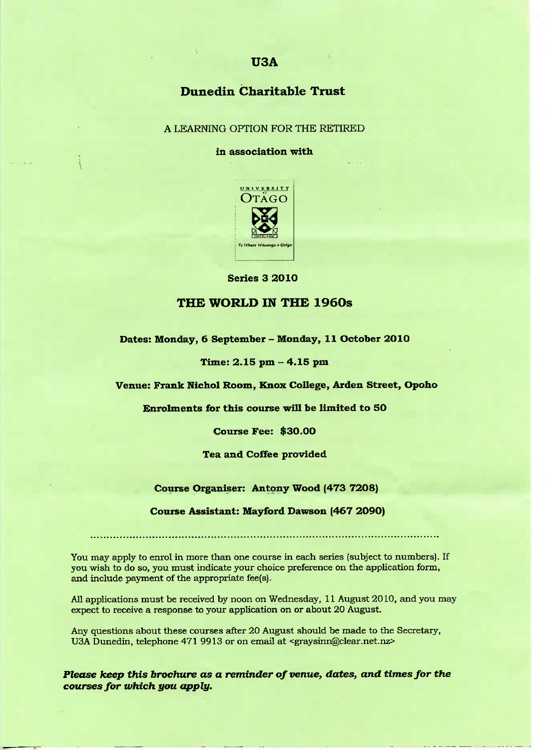# U3A

## Dunedin Charitable Trust

A LEARNING OPTION FOR THE RETIRED

**in association with**

**Series 3 2010**

## THE WORLD IN THE 1960s

**Dates: Monday, 6 September – Monday, 11 October 2010**

**Time: 2.15 pm – 4.15 pm**

**Venue: Frank Nichol Room, Knox College, Arden Street, Opoho**

**Enrolments for this course will be limited to 50**

**Course Fee: $30.00**

**Tea and Coffee provided**

**Course Organiser: Antony Wood (473 7208)**

**Course Assistant: Mayford Dawson (467 2090)**

---

You may apply to enrol in more than one course in each series (subject to numbers). If you wish to do so, you must indicate your choice preference on the application form, and include payment of the appropriate fee(s).

All applications must be received by noon on Wednesday, 11 August 2010, and you may expect to receive a response to your application on or about 20 August.

Any questions about these courses after 20 August should be made to the Secretary, U3A Dunedin, telephone 471 9913 or on email at <graysinn@clear.net.nz>

***Please keep this brochure as a reminder of venue, dates, and times for the courses for which you apply.***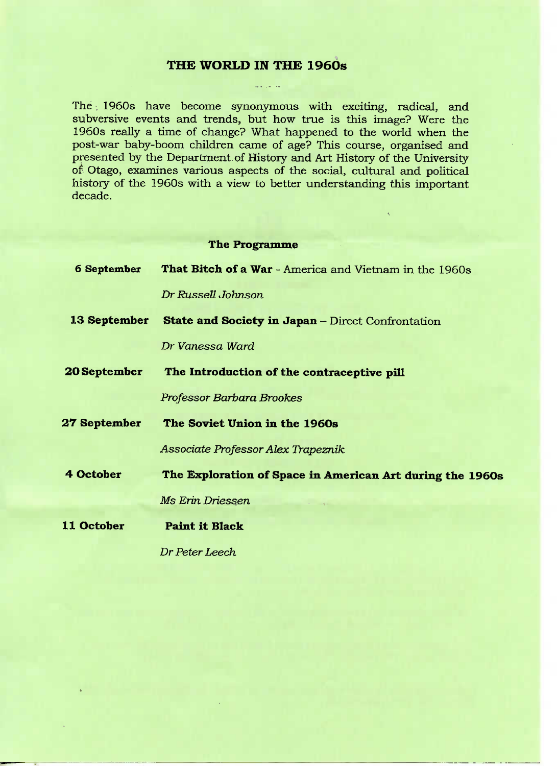# THE WORLD IN THE 1960s

The 1960s have become synonymous with exciting, radical, and subversive events and trends, but how true is this image? Were the 1960s really a time of change? What happened to the world when the post-war baby-boom children came of age? This course, organised and presented by the Department of History and Art History of the University of Otago, examines various aspects of the social, cultural and political history of the 1960s with a view to better understanding this important decade.

## The Programme

**6 September** — **That Bitch of a War** - America and Vietnam in the 1960s

*Dr Russell Johnson*

**13 September** — **State and Society in Japan** – Direct Confrontation

*Dr Vanessa Ward*

**20 September** — **The Introduction of the contraceptive pill**

*Professor Barbara Brookes*

**27 September** — **The Soviet Union in the 1960s**

*Associate Professor Alex Trapeznik*

**4 October** — **The Exploration of Space in American Art during the 1960s**

*Ms Erin Driessen*

**11 October** — **Paint it Black**

*Dr Peter Leech*